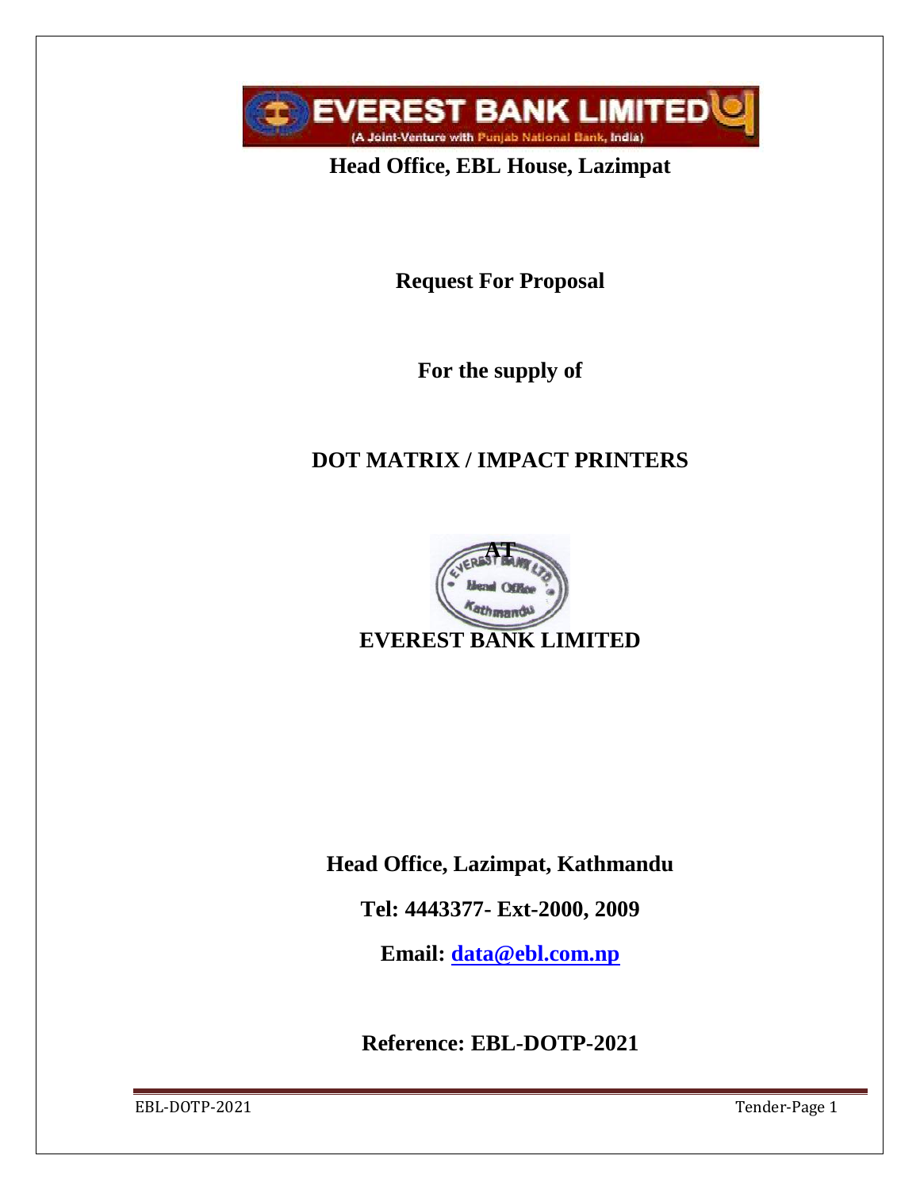**EVEREST BANK LIMITED**

(A Joint-Venture with Punjab National Bank, India)

**Head Office, EBL House, Lazimpat**

# Request For Proposal

**For the supply of**

# DOT MATRIX / IMPACT PRINTERS

**AT**

**EVEREST BANK LIMITED**

**Head Office, Lazimpat, Kathmandu**

**Tel: 4443377- Ext-2000, 2009**

**Email: data@ebl.com.np**

**Reference: EBL-DOTP-2021**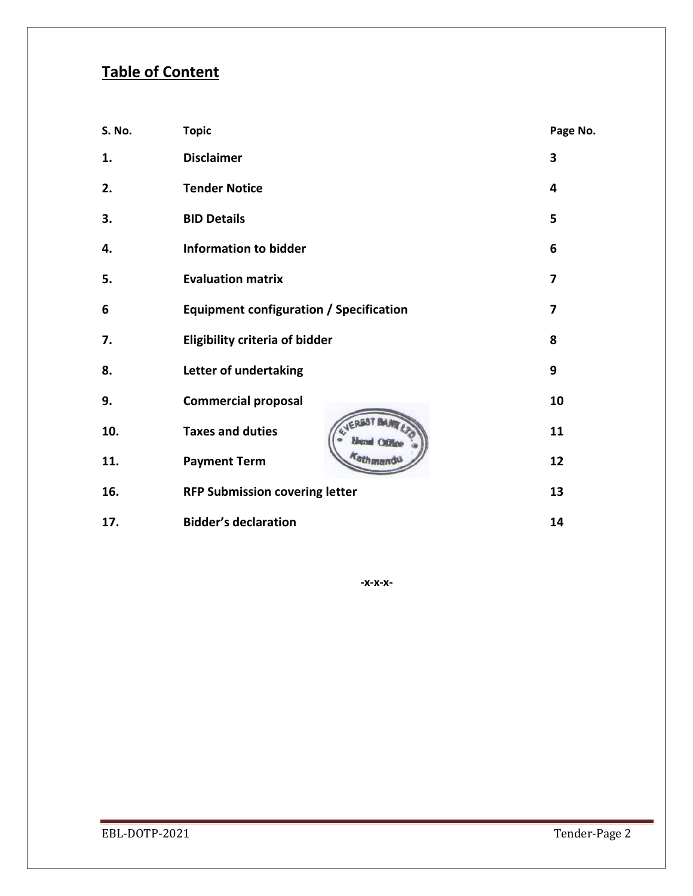## Table of Content

| S. No. | Topic | Page No. |
|---|---|---|
| 1. | Disclaimer | 3 |
| 2. | Tender Notice | 4 |
| 3. | BID Details | 5 |
| 4. | Information to bidder | 6 |
| 5. | Evaluation matrix | 7 |
| 6 | Equipment configuration / Specification | 7 |
| 7. | Eligibility criteria of bidder | 8 |
| 8. | Letter of undertaking | 9 |
| 9. | Commercial proposal | 10 |
| 10. | Taxes and duties | 11 |
| 11. | Payment Term | 12 |
| 16. | RFP Submission covering letter | 13 |
| 17. | Bidder's declaration | 14 |

-x-x-x-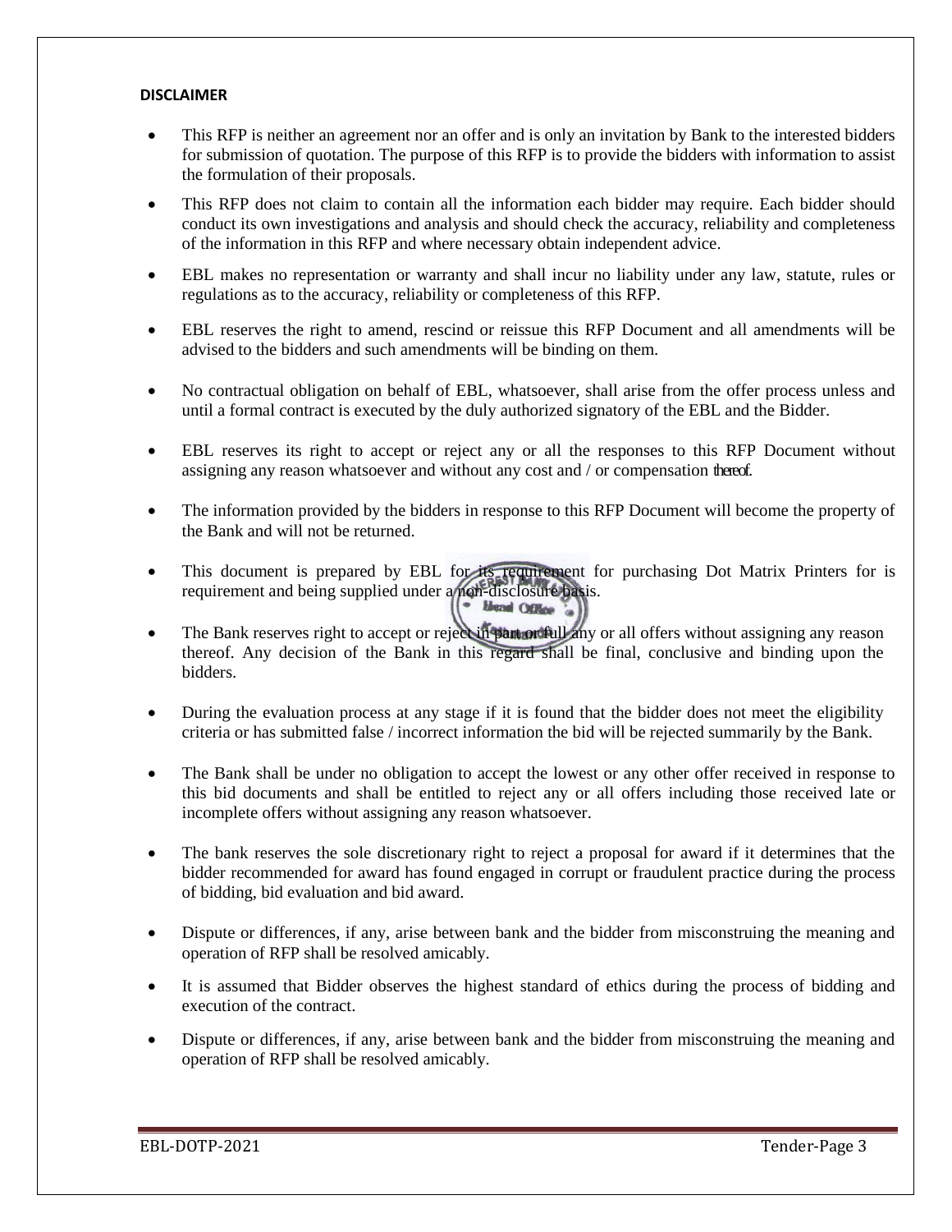**DISCLAIMER**

- This RFP is neither an agreement nor an offer and is only an invitation by Bank to the interested bidders for submission of quotation. The purpose of this RFP is to provide the bidders with information to assist the formulation of their proposals.
- This RFP does not claim to contain all the information each bidder may require. Each bidder should conduct its own investigations and analysis and should check the accuracy, reliability and completeness of the information in this RFP and where necessary obtain independent advice.
- EBL makes no representation or warranty and shall incur no liability under any law, statute, rules or regulations as to the accuracy, reliability or completeness of this RFP.
- EBL reserves the right to amend, rescind or reissue this RFP Document and all amendments will be advised to the bidders and such amendments will be binding on them.
- No contractual obligation on behalf of EBL, whatsoever, shall arise from the offer process unless and until a formal contract is executed by the duly authorized signatory of the EBL and the Bidder.
- EBL reserves its right to accept or reject any or all the responses to this RFP Document without assigning any reason whatsoever and without any cost and / or compensation thereof.
- The information provided by the bidders in response to this RFP Document will become the property of the Bank and will not be returned.
- This document is prepared by EBL for its requirement for purchasing Dot Matrix Printers for is requirement and being supplied under a non-disclosure basis.
- The Bank reserves right to accept or reject in part or full any or all offers without assigning any reason thereof. Any decision of the Bank in this regard shall be final, conclusive and binding upon the bidders.
- During the evaluation process at any stage if it is found that the bidder does not meet the eligibility criteria or has submitted false / incorrect information the bid will be rejected summarily by the Bank.
- The Bank shall be under no obligation to accept the lowest or any other offer received in response to this bid documents and shall be entitled to reject any or all offers including those received late or incomplete offers without assigning any reason whatsoever.
- The bank reserves the sole discretionary right to reject a proposal for award if it determines that the bidder recommended for award has found engaged in corrupt or fraudulent practice during the process of bidding, bid evaluation and bid award.
- Dispute or differences, if any, arise between bank and the bidder from misconstruing the meaning and operation of RFP shall be resolved amicably.
- It is assumed that Bidder observes the highest standard of ethics during the process of bidding and execution of the contract.
- Dispute or differences, if any, arise between bank and the bidder from misconstruing the meaning and operation of RFP shall be resolved amicably.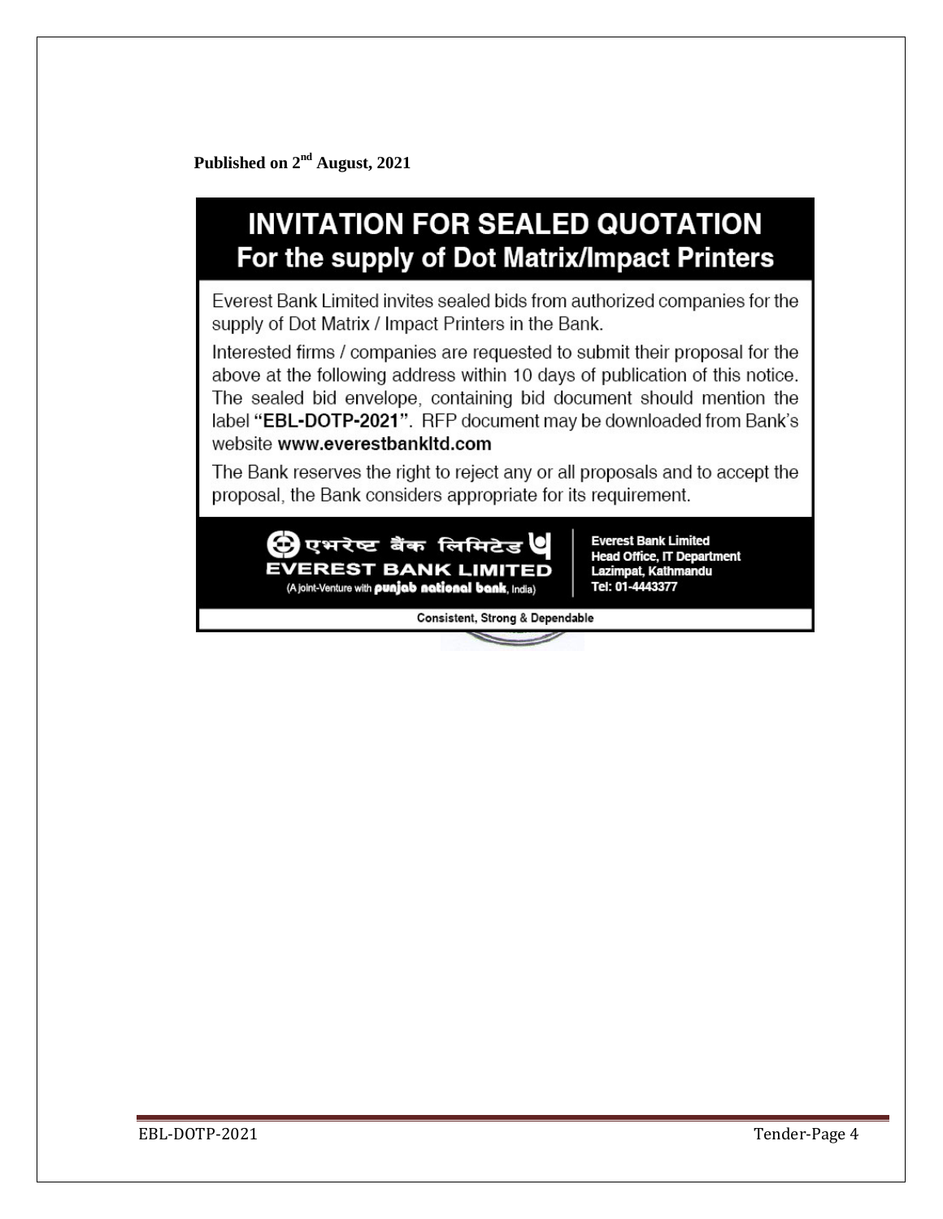**Published on 2nd August, 2021**

# INVITATION FOR SEALED QUOTATION

## For the supply of Dot Matrix/Impact Printers

Everest Bank Limited invites sealed bids from authorized companies for the supply of Dot Matrix / Impact Printers in the Bank.

Interested firms / companies are requested to submit their proposal for the above at the following address within 10 days of publication of this notice. The sealed bid envelope, containing bid document should mention the label **"EBL-DOTP-2021"**. RFP document may be downloaded from Bank's website **www.everestbankltd.com**

The Bank reserves the right to reject any or all proposals and to accept the proposal, the Bank considers appropriate for its requirement.

एभरेष्ट बैंक लिमिटेड
**EVEREST BANK LIMITED**
(A joint-Venture with **punjab national bank**, India)

**Everest Bank Limited**
**Head Office, IT Department**
**Lazimpat, Kathmandu**
**Tel: 01-4443377**

**Consistent, Strong & Dependable**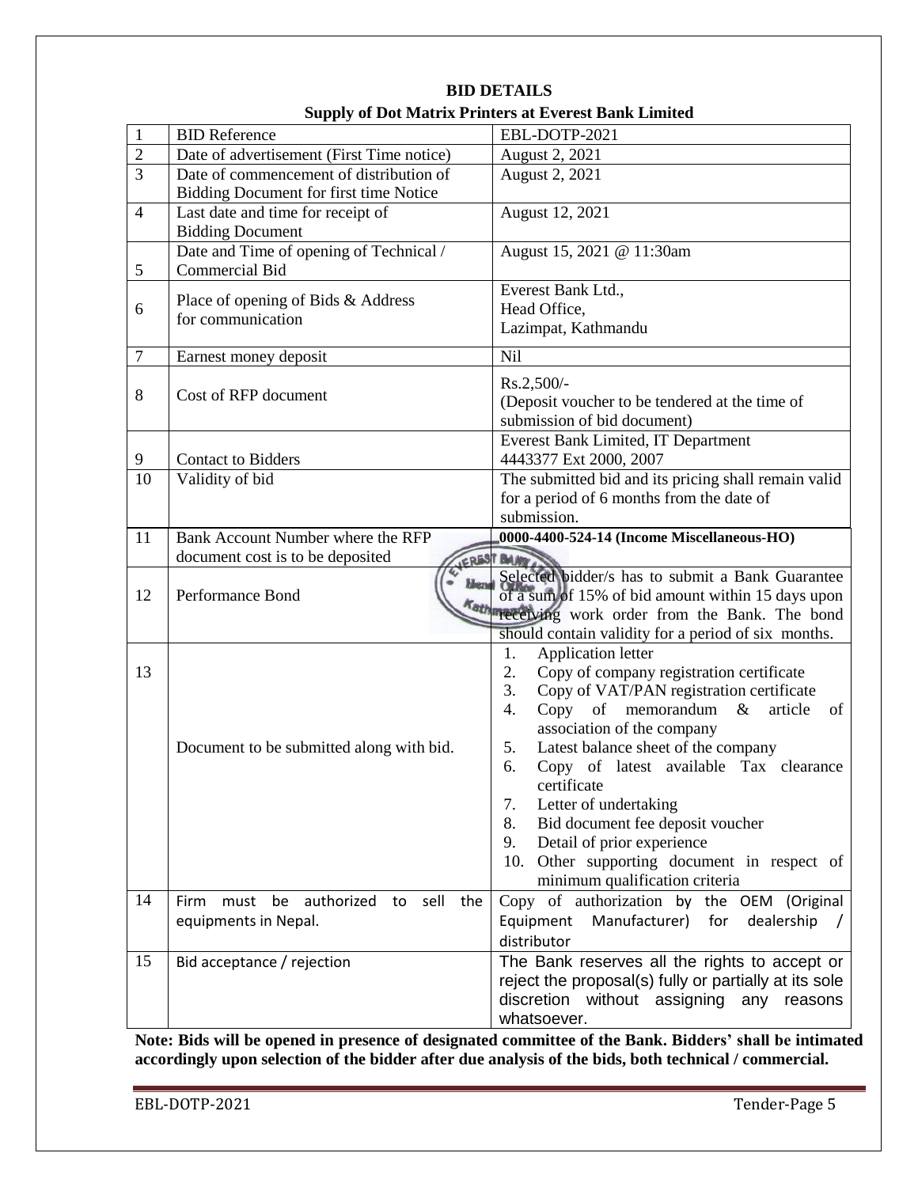## BID DETAILS

### Supply of Dot Matrix Printers at Everest Bank Limited

| | | |
|---|---|---|
| 1 | BID Reference | EBL-DOTP-2021 |
| 2 | Date of advertisement (First Time notice) | August 2, 2021 |
| 3 | Date of commencement of distribution of Bidding Document for first time Notice | August 2, 2021 |
| 4 | Last date and time for receipt of Bidding Document | August 12, 2021 |
| 5 | Date and Time of opening of Technical / Commercial Bid | August 15, 2021 @ 11:30am |
| 6 | Place of opening of Bids & Address for communication | Everest Bank Ltd.,<br>Head Office,<br>Lazimpat, Kathmandu |
| 7 | Earnest money deposit | Nil |
| 8 | Cost of RFP document | Rs.2,500/-<br>(Deposit voucher to be tendered at the time of submission of bid document) |
| 9 | Contact to Bidders | Everest Bank Limited, IT Department<br>4443377 Ext 2000, 2007 |
| 10 | Validity of bid | The submitted bid and its pricing shall remain valid for a period of 6 months from the date of submission. |
| 11 | Bank Account Number where the RFP document cost is to be deposited | **0000-4400-524-14 (Income Miscellaneous-HO)** |
| 12 | Performance Bond | Selected bidder/s has to submit a Bank Guarantee of a sum of 15% of bid amount within 15 days upon receiving work order from the Bank. The bond should contain validity for a period of six months. |
| 13 | Document to be submitted along with bid. | 1. Application letter<br>2. Copy of company registration certificate<br>3. Copy of VAT/PAN registration certificate<br>4. Copy of memorandum & article of association of the company<br>5. Latest balance sheet of the company<br>6. Copy of latest available Tax clearance certificate<br>7. Letter of undertaking<br>8. Bid document fee deposit voucher<br>9. Detail of prior experience<br>10. Other supporting document in respect of minimum qualification criteria |
| 14 | Firm must be authorized to sell the equipments in Nepal. | Copy of authorization by the OEM (Original Equipment Manufacturer) for dealership / distributor |
| 15 | Bid acceptance / rejection | The Bank reserves all the rights to accept or reject the proposal(s) fully or partially at its sole discretion without assigning any reasons whatsoever. |

**Note: Bids will be opened in presence of designated committee of the Bank. Bidders' shall be intimated accordingly upon selection of the bidder after due analysis of the bids, both technical / commercial.**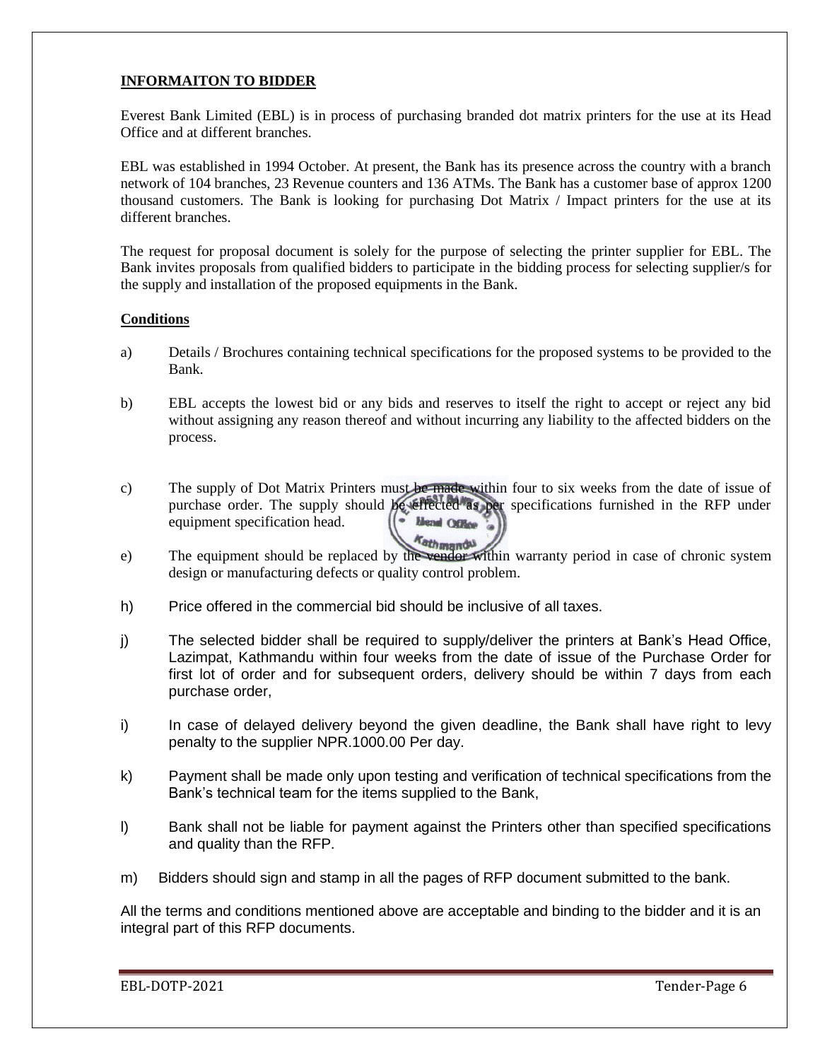**INFORMAITON TO BIDDER**

Everest Bank Limited (EBL) is in process of purchasing branded dot matrix printers for the use at its Head Office and at different branches.

EBL was established in 1994 October. At present, the Bank has its presence across the country with a branch network of 104 branches, 23 Revenue counters and 136 ATMs. The Bank has a customer base of approx 1200 thousand customers. The Bank is looking for purchasing Dot Matrix / Impact printers for the use at its different branches.

The request for proposal document is solely for the purpose of selecting the printer supplier for EBL. The Bank invites proposals from qualified bidders to participate in the bidding process for selecting supplier/s for the supply and installation of the proposed equipments in the Bank.

**Conditions**

a) Details / Brochures containing technical specifications for the proposed systems to be provided to the Bank.

b) EBL accepts the lowest bid or any bids and reserves to itself the right to accept or reject any bid without assigning any reason thereof and without incurring any liability to the affected bidders on the process.

c) The supply of Dot Matrix Printers must be made within four to six weeks from the date of issue of purchase order. The supply should be effected as per specifications furnished in the RFP under equipment specification head.

e) The equipment should be replaced by the vendor within warranty period in case of chronic system design or manufacturing defects or quality control problem.

h) Price offered in the commercial bid should be inclusive of all taxes.

j) The selected bidder shall be required to supply/deliver the printers at Bank's Head Office, Lazimpat, Kathmandu within four weeks from the date of issue of the Purchase Order for first lot of order and for subsequent orders, delivery should be within 7 days from each purchase order,

i) In case of delayed delivery beyond the given deadline, the Bank shall have right to levy penalty to the supplier NPR.1000.00 Per day.

k) Payment shall be made only upon testing and verification of technical specifications from the Bank's technical team for the items supplied to the Bank,

l) Bank shall not be liable for payment against the Printers other than specified specifications and quality than the RFP.

m) Bidders should sign and stamp in all the pages of RFP document submitted to the bank.

All the terms and conditions mentioned above are acceptable and binding to the bidder and it is an integral part of this RFP documents.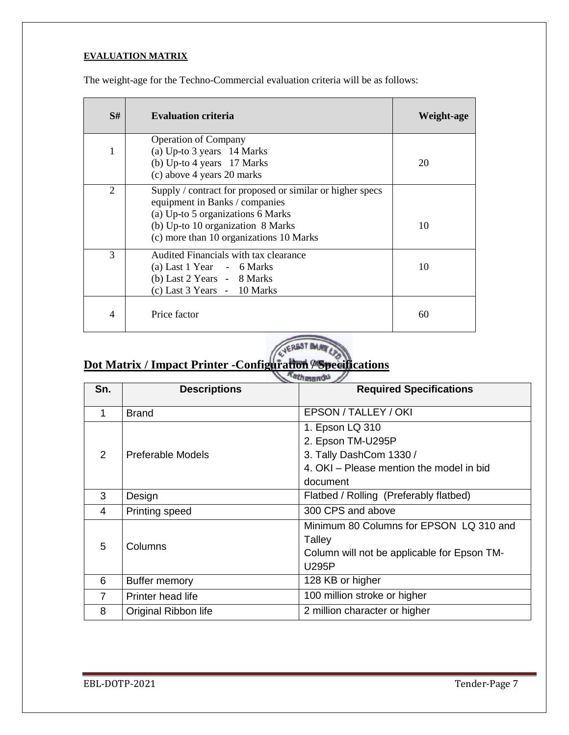**EVALUATION MATRIX**

The weight-age for the Techno-Commercial evaluation criteria will be as follows:

| S# | Evaluation criteria | Weight-age |
|---|---|---|
| 1 | Operation of Company<br>(a) Up-to 3 years 14 Marks<br>(b) Up-to 4 years 17 Marks<br>(c) above 4 years 20 marks | 20 |
| 2 | Supply / contract for proposed or similar or higher specs equipment in Banks / companies<br>(a) Up-to 5 organizations 6 Marks<br>(b) Up-to 10 organization 8 Marks<br>(c) more than 10 organizations 10 Marks | 10 |
| 3 | Audited Financials with tax clearance<br>(a) Last 1 Year - 6 Marks<br>(b) Last 2 Years - 8 Marks<br>(c) Last 3 Years - 10 Marks | 10 |
| 4 | Price factor | 60 |

## Dot Matrix / Impact Printer -Configuration / Specifications

| Sn. | Descriptions | Required Specifications |
|---|---|---|
| 1 | Brand | EPSON / TALLEY / OKI |
| 2 | Preferable Models | 1. Epson LQ 310<br>2. Epson TM-U295P<br>3. Tally DashCom 1330 /<br>4. OKI – Please mention the model in bid document |
| 3 | Design | Flatbed / Rolling (Preferably flatbed) |
| 4 | Printing speed | 300 CPS and above |
| 5 | Columns | Minimum 80 Columns for EPSON LQ 310 and Talley<br>Column will not be applicable for Epson TM-U295P |
| 6 | Buffer memory | 128 KB or higher |
| 7 | Printer head life | 100 million stroke or higher |
| 8 | Original Ribbon life | 2 million character or higher |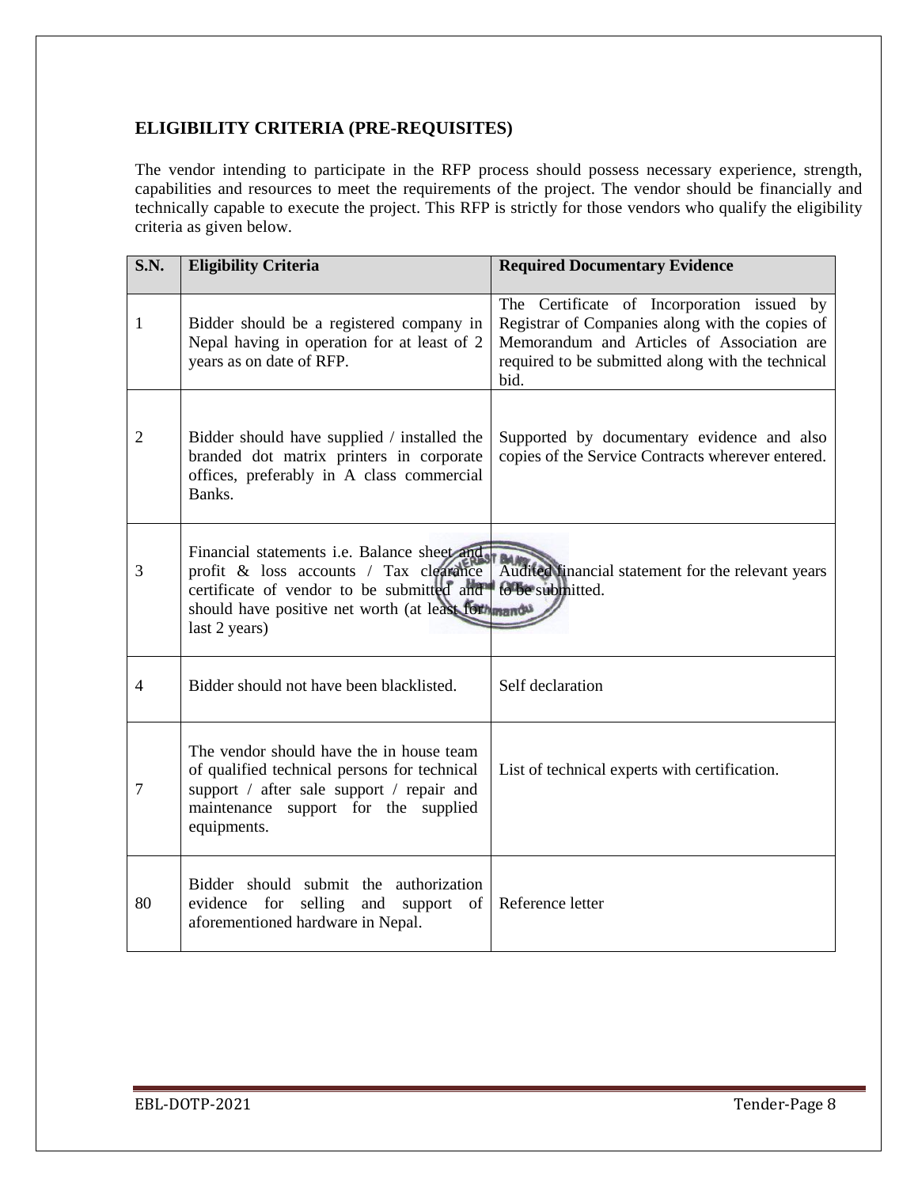## ELIGIBILITY CRITERIA (PRE-REQUISITES)

The vendor intending to participate in the RFP process should possess necessary experience, strength, capabilities and resources to meet the requirements of the project. The vendor should be financially and technically capable to execute the project. This RFP is strictly for those vendors who qualify the eligibility criteria as given below.

| S.N. | Eligibility Criteria | Required Documentary Evidence |
|---|---|---|
| 1 | Bidder should be a registered company in Nepal having in operation for at least of 2 years as on date of RFP. | The Certificate of Incorporation issued by Registrar of Companies along with the copies of Memorandum and Articles of Association are required to be submitted along with the technical bid. |
| 2 | Bidder should have supplied / installed the branded dot matrix printers in corporate offices, preferably in A class commercial Banks. | Supported by documentary evidence and also copies of the Service Contracts wherever entered. |
| 3 | Financial statements i.e. Balance sheet and profit & loss accounts / Tax clearance certificate of vendor to be submitted and should have positive net worth (at least for last 2 years) | Audited financial statement for the relevant years to be submitted. |
| 4 | Bidder should not have been blacklisted. | Self declaration |
| 7 | The vendor should have the in house team of qualified technical persons for technical support / after sale support / repair and maintenance support for the supplied equipments. | List of technical experts with certification. |
| 80 | Bidder should submit the authorization evidence for selling and support of aforementioned hardware in Nepal. | Reference letter |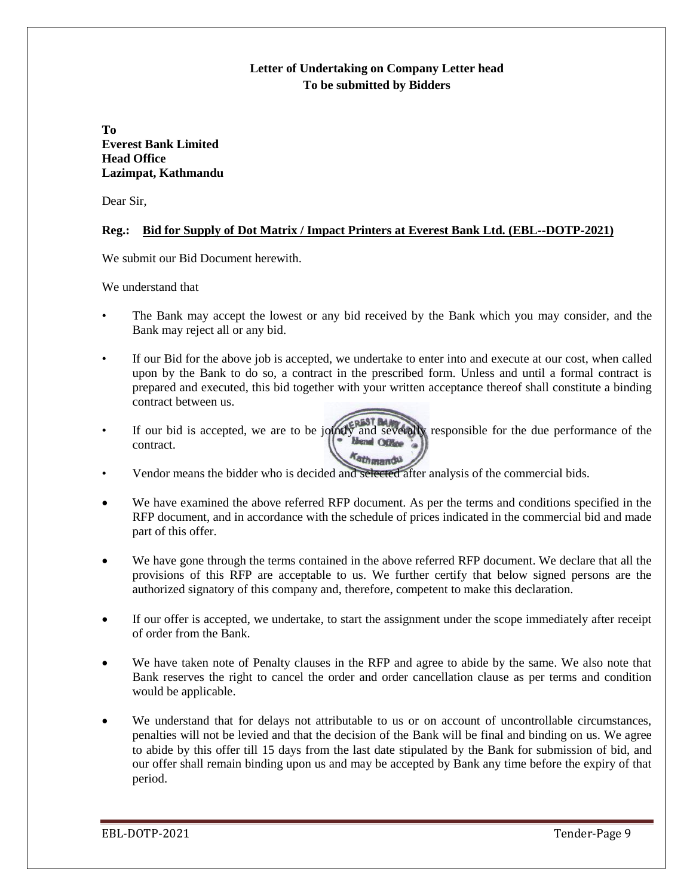**Letter of Undertaking on Company Letter head**
**To be submitted by Bidders**

**To**
**Everest Bank Limited**
**Head Office**
**Lazimpat, Kathmandu**

Dear Sir,

**Reg.: Bid for Supply of Dot Matrix / Impact Printers at Everest Bank Ltd. (EBL--DOTP-2021)**

We submit our Bid Document herewith.

We understand that

- The Bank may accept the lowest or any bid received by the Bank which you may consider, and the Bank may reject all or any bid.
- If our Bid for the above job is accepted, we undertake to enter into and execute at our cost, when called upon by the Bank to do so, a contract in the prescribed form. Unless and until a formal contract is prepared and executed, this bid together with your written acceptance thereof shall constitute a binding contract between us.
- If our bid is accepted, we are to be jointly and severally responsible for the due performance of the contract.
- Vendor means the bidder who is decided and selected after analysis of the commercial bids.
- We have examined the above referred RFP document. As per the terms and conditions specified in the RFP document, and in accordance with the schedule of prices indicated in the commercial bid and made part of this offer.
- We have gone through the terms contained in the above referred RFP document. We declare that all the provisions of this RFP are acceptable to us. We further certify that below signed persons are the authorized signatory of this company and, therefore, competent to make this declaration.
- If our offer is accepted, we undertake, to start the assignment under the scope immediately after receipt of order from the Bank.
- We have taken note of Penalty clauses in the RFP and agree to abide by the same. We also note that Bank reserves the right to cancel the order and order cancellation clause as per terms and condition would be applicable.
- We understand that for delays not attributable to us or on account of uncontrollable circumstances, penalties will not be levied and that the decision of the Bank will be final and binding on us. We agree to abide by this offer till 15 days from the last date stipulated by the Bank for submission of bid, and our offer shall remain binding upon us and may be accepted by Bank any time before the expiry of that period.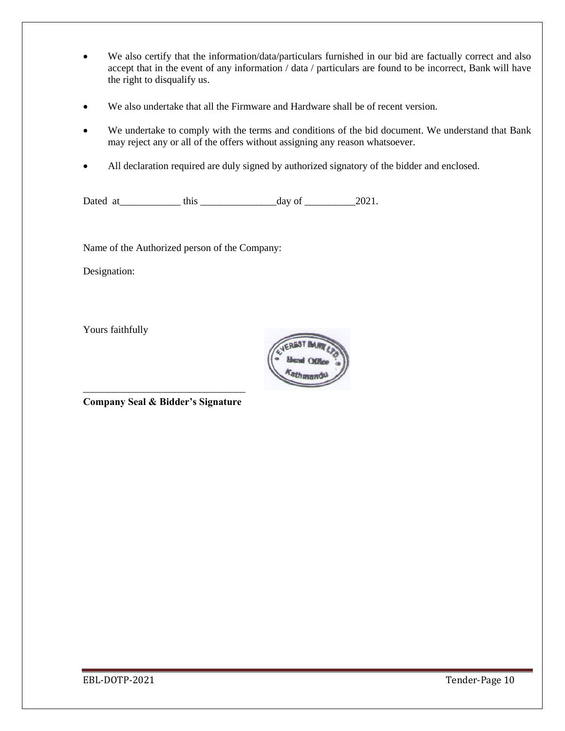- We also certify that the information/data/particulars furnished in our bid are factually correct and also accept that in the event of any information / data / particulars are found to be incorrect, Bank will have the right to disqualify us.

- We also undertake that all the Firmware and Hardware shall be of recent version.

- We undertake to comply with the terms and conditions of the bid document. We understand that Bank may reject any or all of the offers without assigning any reason whatsoever.

- All declaration required are duly signed by authorized signatory of the bidder and enclosed.

Dated at____________ this _______________day of __________2021.

Name of the Authorized person of the Company:

Designation:

Yours faithfully

________________________________

**Company Seal & Bidder's Signature**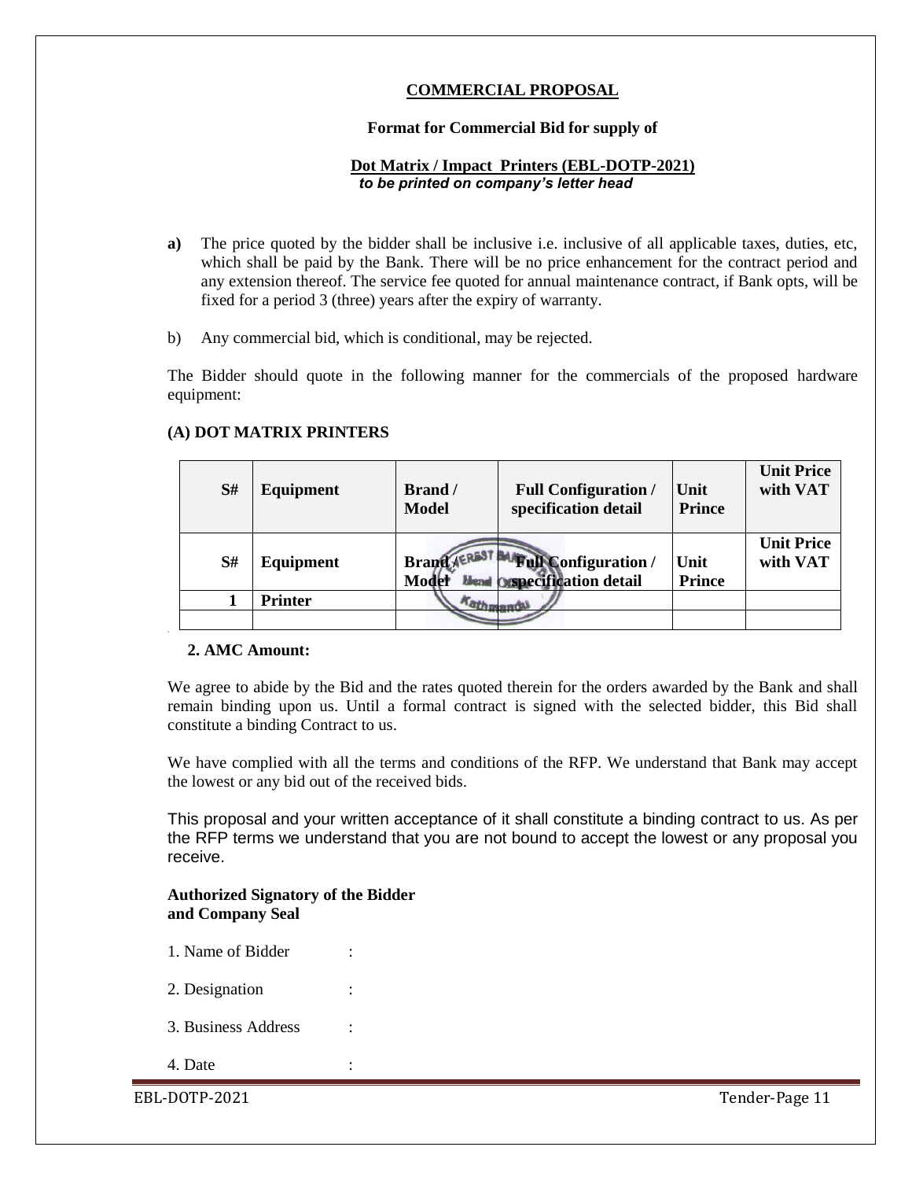## COMMERCIAL PROPOSAL

**Format for Commercial Bid for supply of**

**Dot Matrix / Impact Printers (EBL-DOTP-2021)**
***to be printed on company's letter head***

**a)** The price quoted by the bidder shall be inclusive i.e. inclusive of all applicable taxes, duties, etc, which shall be paid by the Bank. There will be no price enhancement for the contract period and any extension thereof. The service fee quoted for annual maintenance contract, if Bank opts, will be fixed for a period 3 (three) years after the expiry of warranty.

b) Any commercial bid, which is conditional, may be rejected.

The Bidder should quote in the following manner for the commercials of the proposed hardware equipment:

**(A) DOT MATRIX PRINTERS**

| S# | Equipment | Brand / Model | Full Configuration / specification detail | Unit Prince | Unit Price with VAT |
|---|---|---|---|---|---|
| S# | Equipment | Brand / Model | Full Configuration / specification detail | Unit Prince | Unit Price with VAT |
| 1 | Printer | | | | |
| | | | | | |

**2. AMC Amount:**

We agree to abide by the Bid and the rates quoted therein for the orders awarded by the Bank and shall remain binding upon us. Until a formal contract is signed with the selected bidder, this Bid shall constitute a binding Contract to us.

We have complied with all the terms and conditions of the RFP. We understand that Bank may accept the lowest or any bid out of the received bids.

This proposal and your written acceptance of it shall constitute a binding contract to us. As per the RFP terms we understand that you are not bound to accept the lowest or any proposal you receive.

**Authorized Signatory of the Bidder and Company Seal**

1. Name of Bidder :

2. Designation :

3. Business Address :

4. Date :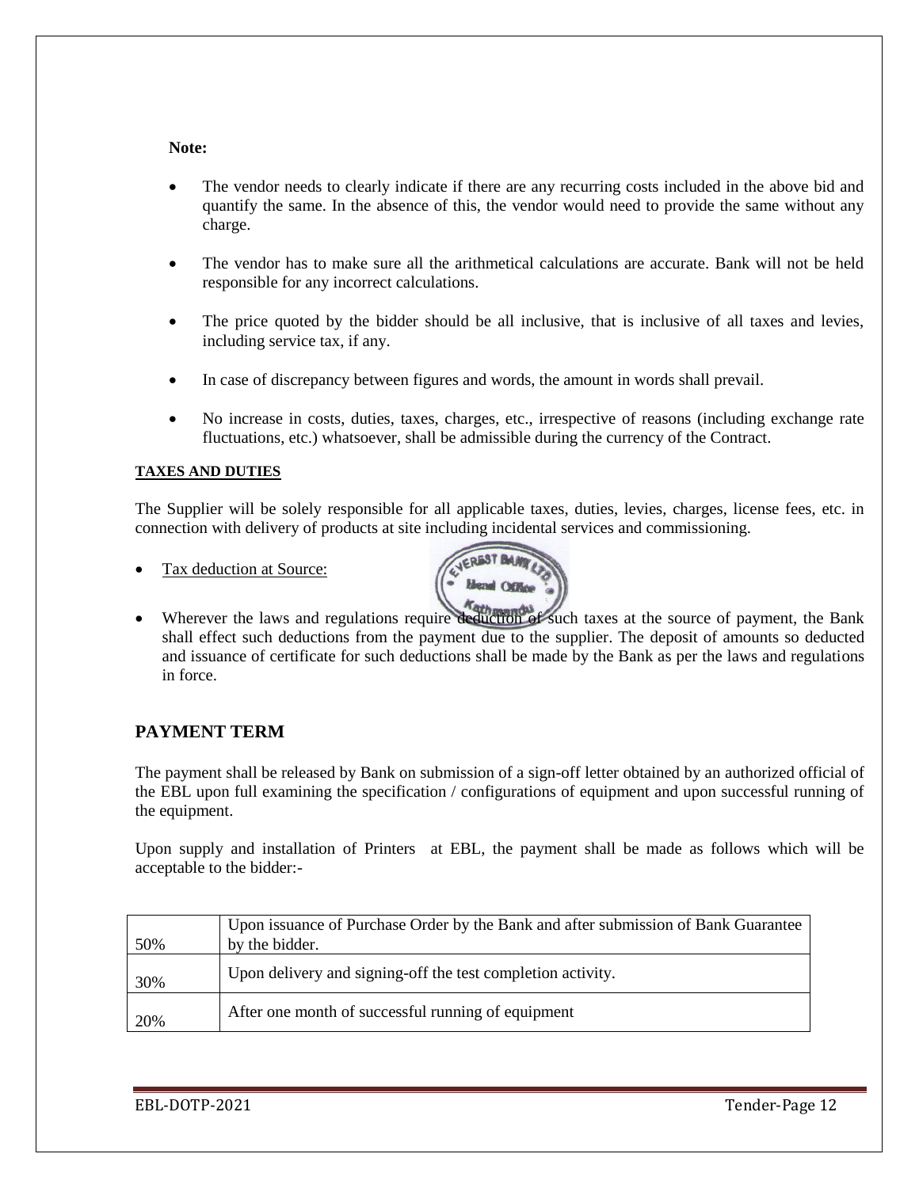**Note:**

- The vendor needs to clearly indicate if there are any recurring costs included in the above bid and quantify the same. In the absence of this, the vendor would need to provide the same without any charge.
- The vendor has to make sure all the arithmetical calculations are accurate. Bank will not be held responsible for any incorrect calculations.
- The price quoted by the bidder should be all inclusive, that is inclusive of all taxes and levies, including service tax, if any.
- In case of discrepancy between figures and words, the amount in words shall prevail.
- No increase in costs, duties, taxes, charges, etc., irrespective of reasons (including exchange rate fluctuations, etc.) whatsoever, shall be admissible during the currency of the Contract.

**TAXES AND DUTIES**

The Supplier will be solely responsible for all applicable taxes, duties, levies, charges, license fees, etc. in connection with delivery of products at site including incidental services and commissioning.

- Tax deduction at Source:
- Wherever the laws and regulations require deduction of such taxes at the source of payment, the Bank shall effect such deductions from the payment due to the supplier. The deposit of amounts so deducted and issuance of certificate for such deductions shall be made by the Bank as per the laws and regulations in force.

## PAYMENT TERM

The payment shall be released by Bank on submission of a sign-off letter obtained by an authorized official of the EBL upon full examining the specification / configurations of equipment and upon successful running of the equipment.

Upon supply and installation of Printers at EBL, the payment shall be made as follows which will be acceptable to the bidder:-

| | |
|---|---|
| 50% | Upon issuance of Purchase Order by the Bank and after submission of Bank Guarantee by the bidder. |
| 30% | Upon delivery and signing-off the test completion activity. |
| 20% | After one month of successful running of equipment |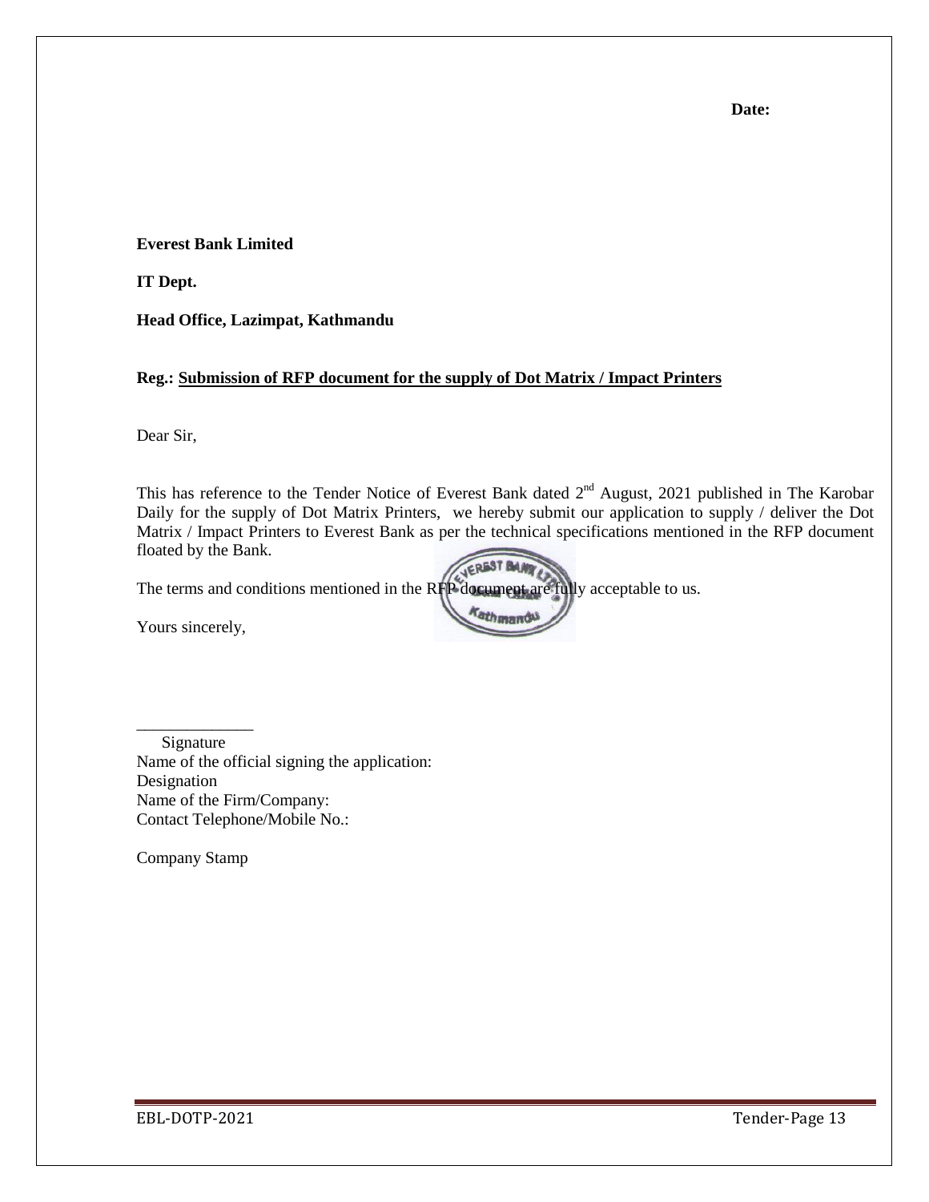**Date:**

**Everest Bank Limited**

**IT Dept.**

**Head Office, Lazimpat, Kathmandu**

**Reg.: Submission of RFP document for the supply of Dot Matrix / Impact Printers**

Dear Sir,

This has reference to the Tender Notice of Everest Bank dated 2nd August, 2021 published in The Karobar Daily for the supply of Dot Matrix Printers, we hereby submit our application to supply / deliver the Dot Matrix / Impact Printers to Everest Bank as per the technical specifications mentioned in the RFP document floated by the Bank.

The terms and conditions mentioned in the RFP document are fully acceptable to us.

Yours sincerely,

______________
Signature
Name of the official signing the application:
Designation
Name of the Firm/Company:
Contact Telephone/Mobile No.:

Company Stamp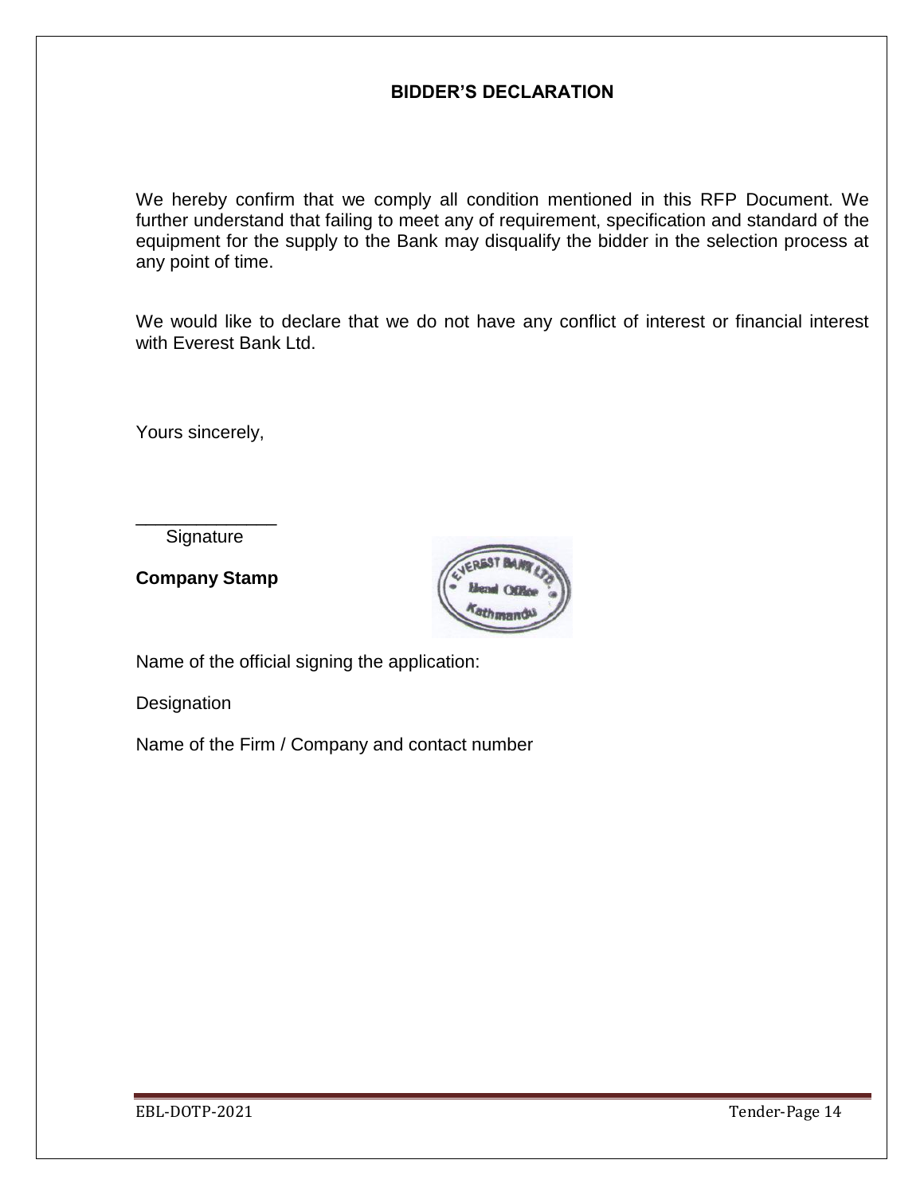## BIDDER'S DECLARATION

We hereby confirm that we comply all condition mentioned in this RFP Document. We further understand that failing to meet any of requirement, specification and standard of the equipment for the supply to the Bank may disqualify the bidder in the selection process at any point of time.

We would like to declare that we do not have any conflict of interest or financial interest with Everest Bank Ltd.

Yours sincerely,

______________
Signature

**Company Stamp**

Name of the official signing the application:

Designation

Name of the Firm / Company and contact number